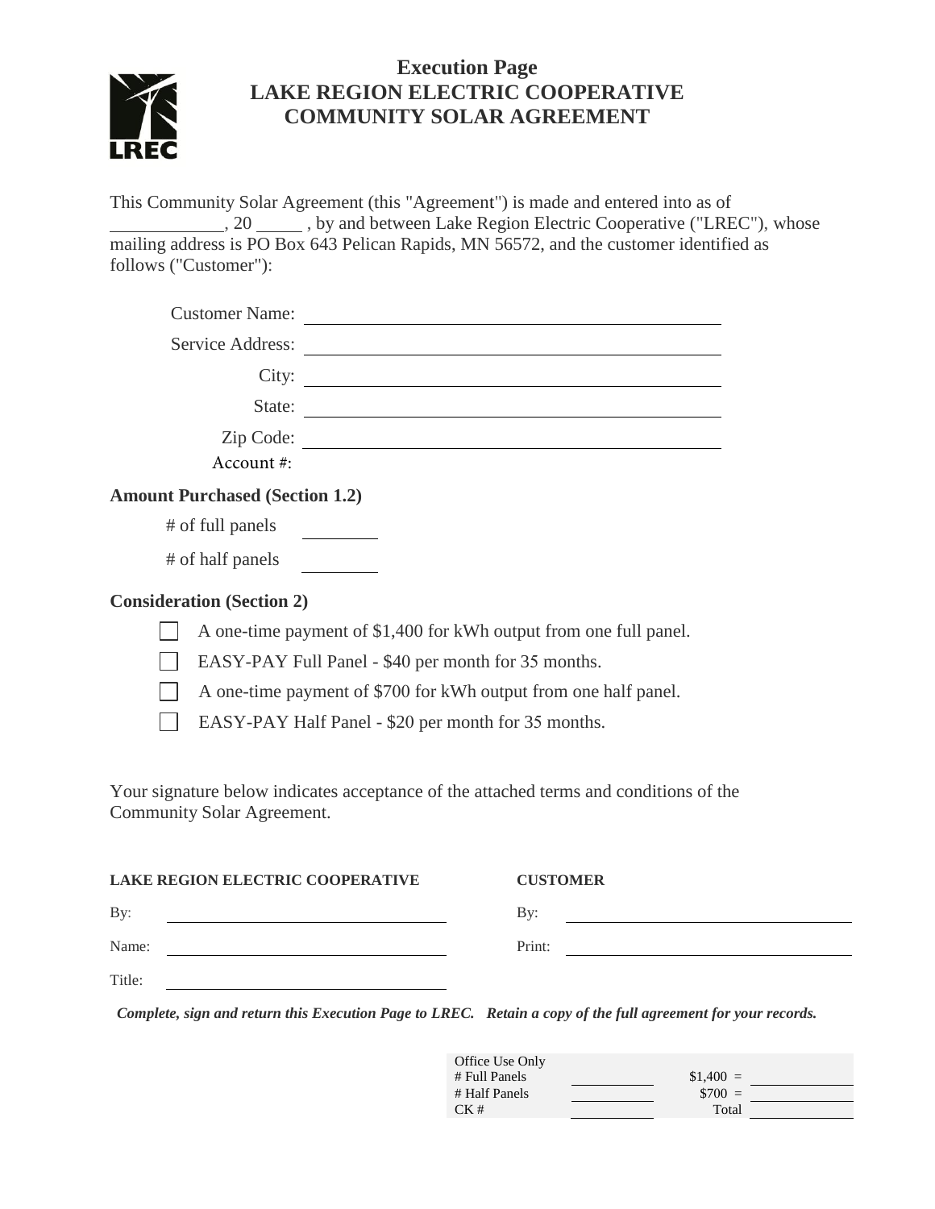# Execution Page
# LAKE REGION ELECTRIC COOPERATIVE
# COMMUNITY SOLAR AGREEMENT

LREC

This Community Solar Agreement (this "Agreement") is made and entered into as of ____________, 20 _____ , by and between Lake Region Electric Cooperative ("LREC"), whose mailing address is PO Box 643 Pelican Rapids, MN 56572, and the customer identified as follows ("Customer"):

Customer Name: ______________________________

Service Address: ______________________________

City: ______________________________

State: ______________________________

Zip Code: ______________________________

Account #:

**Amount Purchased (Section 1.2)**

# of full panels ________

# of half panels ________

**Consideration (Section 2)**

- ☐ A one-time payment of $1,400 for kWh output from one full panel.
- ☐ EASY-PAY Full Panel - $40 per month for 35 months.
- ☐ A one-time payment of $700 for kWh output from one half panel.
- ☐ EASY-PAY Half Panel - $20 per month for 35 months.

Your signature below indicates acceptance of the attached terms and conditions of the Community Solar Agreement.

| LAKE REGION ELECTRIC COOPERATIVE | | CUSTOMER | |
|---|---|---|---|
| By: | ______________________ | By: | ______________________ |
| Name: | ______________________ | Print: | ______________________ |
| Title: | ______________________ | | |

***Complete, sign and return this Execution Page to LREC. Retain a copy of the full agreement for your records.***

| Office Use Only | | | |
|---|---|---|---|
| # Full Panels | ________ | $1,400 = | ________ |
| # Half Panels | ________ | $700 = | ________ |
| CK # | ________ | Total | ________ |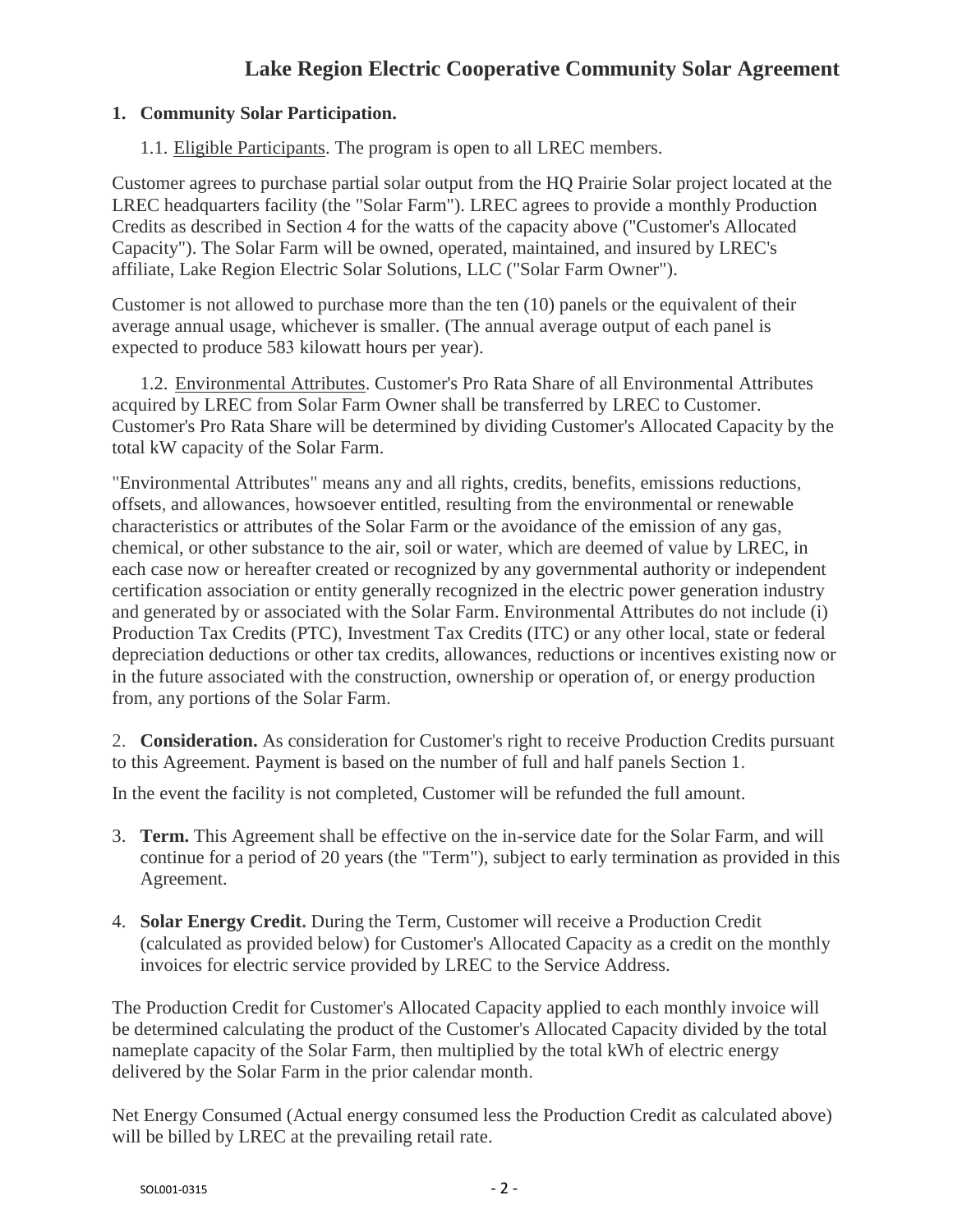# Lake Region Electric Cooperative Community Solar Agreement

**1. Community Solar Participation.**

1.1. Eligible Participants. The program is open to all LREC members.

Customer agrees to purchase partial solar output from the HQ Prairie Solar project located at the LREC headquarters facility (the "Solar Farm"). LREC agrees to provide a monthly Production Credits as described in Section 4 for the watts of the capacity above ("Customer's Allocated Capacity"). The Solar Farm will be owned, operated, maintained, and insured by LREC's affiliate, Lake Region Electric Solar Solutions, LLC ("Solar Farm Owner").

Customer is not allowed to purchase more than the ten (10) panels or the equivalent of their average annual usage, whichever is smaller. (The annual average output of each panel is expected to produce 583 kilowatt hours per year).

1.2. Environmental Attributes. Customer's Pro Rata Share of all Environmental Attributes acquired by LREC from Solar Farm Owner shall be transferred by LREC to Customer. Customer's Pro Rata Share will be determined by dividing Customer's Allocated Capacity by the total kW capacity of the Solar Farm.

"Environmental Attributes" means any and all rights, credits, benefits, emissions reductions, offsets, and allowances, howsoever entitled, resulting from the environmental or renewable characteristics or attributes of the Solar Farm or the avoidance of the emission of any gas, chemical, or other substance to the air, soil or water, which are deemed of value by LREC, in each case now or hereafter created or recognized by any governmental authority or independent certification association or entity generally recognized in the electric power generation industry and generated by or associated with the Solar Farm. Environmental Attributes do not include (i) Production Tax Credits (PTC), Investment Tax Credits (ITC) or any other local, state or federal depreciation deductions or other tax credits, allowances, reductions or incentives existing now or in the future associated with the construction, ownership or operation of, or energy production from, any portions of the Solar Farm.

2. **Consideration.** As consideration for Customer's right to receive Production Credits pursuant to this Agreement. Payment is based on the number of full and half panels Section 1.

In the event the facility is not completed, Customer will be refunded the full amount.

3. **Term.** This Agreement shall be effective on the in-service date for the Solar Farm, and will continue for a period of 20 years (the "Term"), subject to early termination as provided in this Agreement.

4. **Solar Energy Credit.** During the Term, Customer will receive a Production Credit (calculated as provided below) for Customer's Allocated Capacity as a credit on the monthly invoices for electric service provided by LREC to the Service Address.

The Production Credit for Customer's Allocated Capacity applied to each monthly invoice will be determined calculating the product of the Customer's Allocated Capacity divided by the total nameplate capacity of the Solar Farm, then multiplied by the total kWh of electric energy delivered by the Solar Farm in the prior calendar month.

Net Energy Consumed (Actual energy consumed less the Production Credit as calculated above) will be billed by LREC at the prevailing retail rate.

SOL001-0315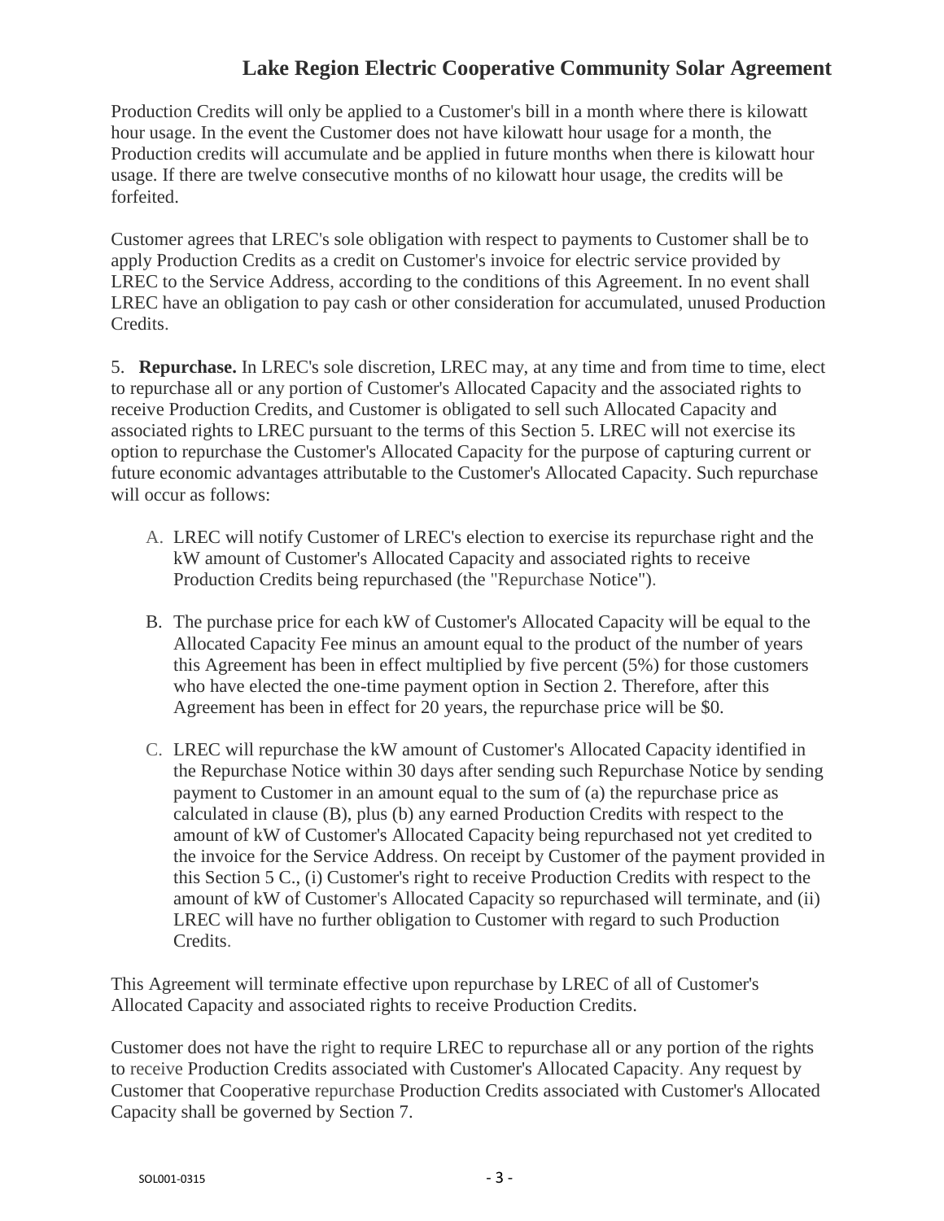Production Credits will only be applied to a Customer's bill in a month where there is kilowatt hour usage. In the event the Customer does not have kilowatt hour usage for a month, the Production credits will accumulate and be applied in future months when there is kilowatt hour usage. If there are twelve consecutive months of no kilowatt hour usage, the credits will be forfeited.

Customer agrees that LREC's sole obligation with respect to payments to Customer shall be to apply Production Credits as a credit on Customer's invoice for electric service provided by LREC to the Service Address, according to the conditions of this Agreement. In no event shall LREC have an obligation to pay cash or other consideration for accumulated, unused Production Credits.

5. **Repurchase.** In LREC's sole discretion, LREC may, at any time and from time to time, elect to repurchase all or any portion of Customer's Allocated Capacity and the associated rights to receive Production Credits, and Customer is obligated to sell such Allocated Capacity and associated rights to LREC pursuant to the terms of this Section 5. LREC will not exercise its option to repurchase the Customer's Allocated Capacity for the purpose of capturing current or future economic advantages attributable to the Customer's Allocated Capacity. Such repurchase will occur as follows:

A. LREC will notify Customer of LREC's election to exercise its repurchase right and the kW amount of Customer's Allocated Capacity and associated rights to receive Production Credits being repurchased (the "Repurchase Notice").

B. The purchase price for each kW of Customer's Allocated Capacity will be equal to the Allocated Capacity Fee minus an amount equal to the product of the number of years this Agreement has been in effect multiplied by five percent (5%) for those customers who have elected the one-time payment option in Section 2. Therefore, after this Agreement has been in effect for 20 years, the repurchase price will be $0.

C. LREC will repurchase the kW amount of Customer's Allocated Capacity identified in the Repurchase Notice within 30 days after sending such Repurchase Notice by sending payment to Customer in an amount equal to the sum of (a) the repurchase price as calculated in clause (B), plus (b) any earned Production Credits with respect to the amount of kW of Customer's Allocated Capacity being repurchased not yet credited to the invoice for the Service Address. On receipt by Customer of the payment provided in this Section 5 C., (i) Customer's right to receive Production Credits with respect to the amount of kW of Customer's Allocated Capacity so repurchased will terminate, and (ii) LREC will have no further obligation to Customer with regard to such Production Credits.

This Agreement will terminate effective upon repurchase by LREC of all of Customer's Allocated Capacity and associated rights to receive Production Credits.

Customer does not have the right to require LREC to repurchase all or any portion of the rights to receive Production Credits associated with Customer's Allocated Capacity. Any request by Customer that Cooperative repurchase Production Credits associated with Customer's Allocated Capacity shall be governed by Section 7.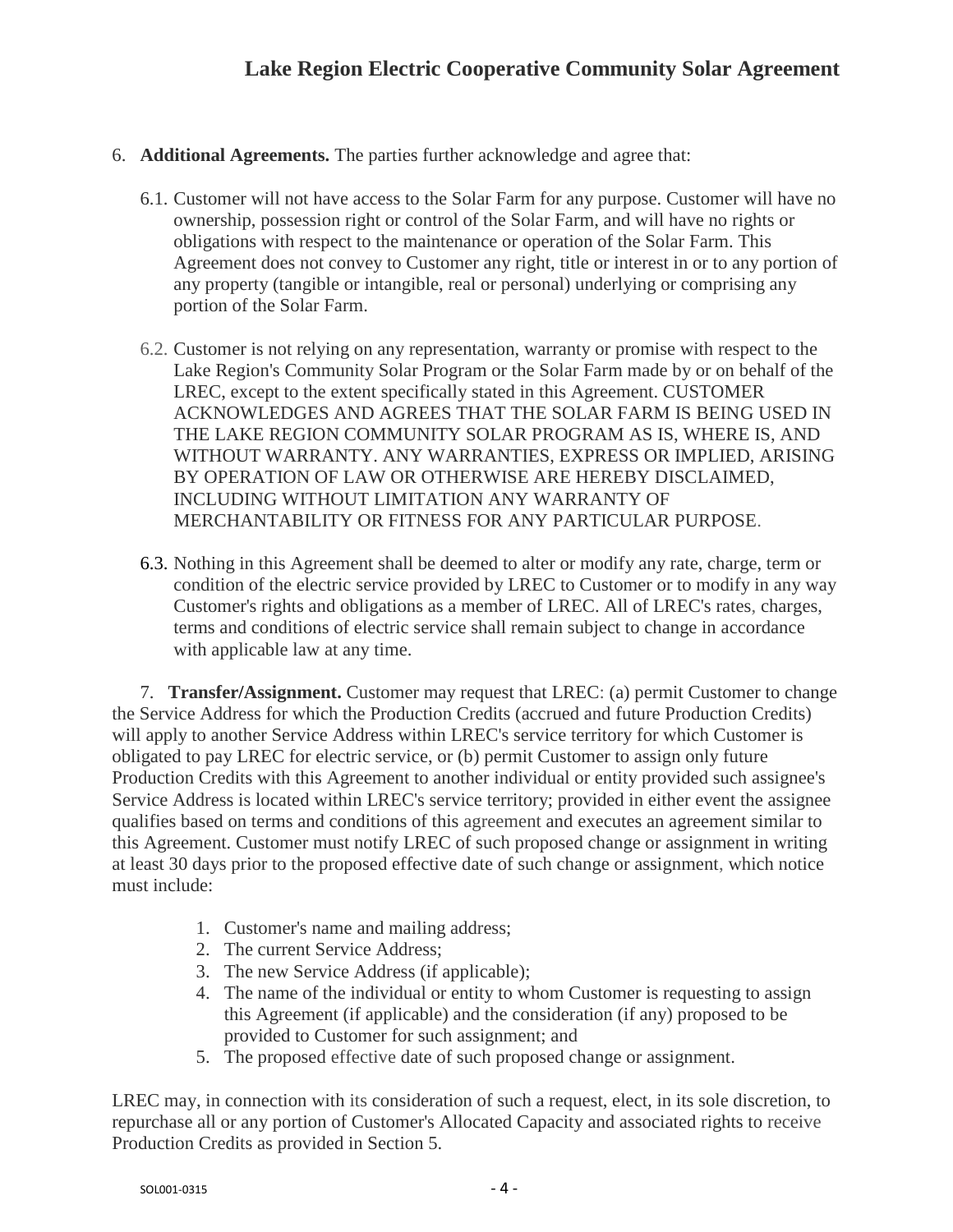6. **Additional Agreements.** The parties further acknowledge and agree that:

   6.1. Customer will not have access to the Solar Farm for any purpose. Customer will have no ownership, possession right or control of the Solar Farm, and will have no rights or obligations with respect to the maintenance or operation of the Solar Farm. This Agreement does not convey to Customer any right, title or interest in or to any portion of any property (tangible or intangible, real or personal) underlying or comprising any portion of the Solar Farm.

   6.2. Customer is not relying on any representation, warranty or promise with respect to the Lake Region's Community Solar Program or the Solar Farm made by or on behalf of the LREC, except to the extent specifically stated in this Agreement. CUSTOMER ACKNOWLEDGES AND AGREES THAT THE SOLAR FARM IS BEING USED IN THE LAKE REGION COMMUNITY SOLAR PROGRAM AS IS, WHERE IS, AND WITHOUT WARRANTY. ANY WARRANTIES, EXPRESS OR IMPLIED, ARISING BY OPERATION OF LAW OR OTHERWISE ARE HEREBY DISCLAIMED, INCLUDING WITHOUT LIMITATION ANY WARRANTY OF MERCHANTABILITY OR FITNESS FOR ANY PARTICULAR PURPOSE.

   6.3. Nothing in this Agreement shall be deemed to alter or modify any rate, charge, term or condition of the electric service provided by LREC to Customer or to modify in any way Customer's rights and obligations as a member of LREC. All of LREC's rates, charges, terms and conditions of electric service shall remain subject to change in accordance with applicable law at any time.

7. **Transfer/Assignment.** Customer may request that LREC: (a) permit Customer to change the Service Address for which the Production Credits (accrued and future Production Credits) will apply to another Service Address within LREC's service territory for which Customer is obligated to pay LREC for electric service, or (b) permit Customer to assign only future Production Credits with this Agreement to another individual or entity provided such assignee's Service Address is located within LREC's service territory; provided in either event the assignee qualifies based on terms and conditions of this agreement and executes an agreement similar to this Agreement. Customer must notify LREC of such proposed change or assignment in writing at least 30 days prior to the proposed effective date of such change or assignment, which notice must include:

   1. Customer's name and mailing address;
   2. The current Service Address;
   3. The new Service Address (if applicable);
   4. The name of the individual or entity to whom Customer is requesting to assign this Agreement (if applicable) and the consideration (if any) proposed to be provided to Customer for such assignment; and
   5. The proposed effective date of such proposed change or assignment.

LREC may, in connection with its consideration of such a request, elect, in its sole discretion, to repurchase all or any portion of Customer's Allocated Capacity and associated rights to receive Production Credits as provided in Section 5.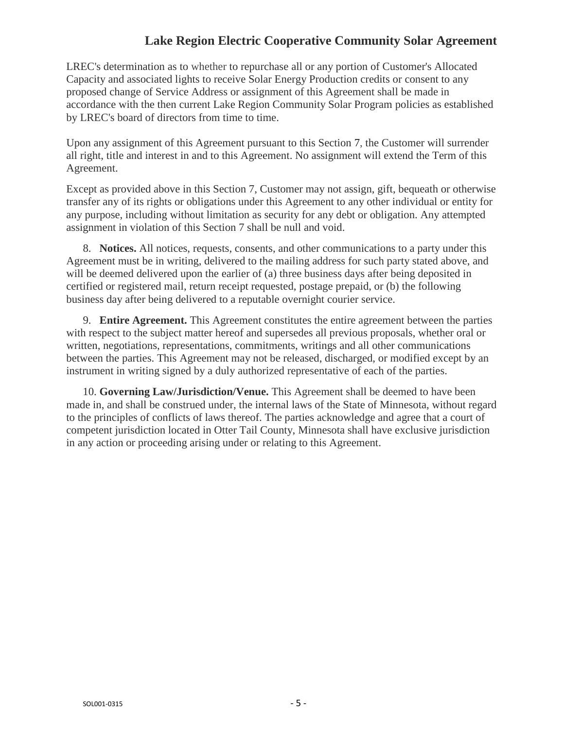LREC's determination as to whether to repurchase all or any portion of Customer's Allocated Capacity and associated lights to receive Solar Energy Production credits or consent to any proposed change of Service Address or assignment of this Agreement shall be made in accordance with the then current Lake Region Community Solar Program policies as established by LREC's board of directors from time to time.

Upon any assignment of this Agreement pursuant to this Section 7, the Customer will surrender all right, title and interest in and to this Agreement. No assignment will extend the Term of this Agreement.

Except as provided above in this Section 7, Customer may not assign, gift, bequeath or otherwise transfer any of its rights or obligations under this Agreement to any other individual or entity for any purpose, including without limitation as security for any debt or obligation. Any attempted assignment in violation of this Section 7 shall be null and void.

8. **Notices.** All notices, requests, consents, and other communications to a party under this Agreement must be in writing, delivered to the mailing address for such party stated above, and will be deemed delivered upon the earlier of (a) three business days after being deposited in certified or registered mail, return receipt requested, postage prepaid, or (b) the following business day after being delivered to a reputable overnight courier service.

9. **Entire Agreement.** This Agreement constitutes the entire agreement between the parties with respect to the subject matter hereof and supersedes all previous proposals, whether oral or written, negotiations, representations, commitments, writings and all other communications between the parties. This Agreement may not be released, discharged, or modified except by an instrument in writing signed by a duly authorized representative of each of the parties.

10. **Governing Law/Jurisdiction/Venue.** This Agreement shall be deemed to have been made in, and shall be construed under, the internal laws of the State of Minnesota, without regard to the principles of conflicts of laws thereof. The parties acknowledge and agree that a court of competent jurisdiction located in Otter Tail County, Minnesota shall have exclusive jurisdiction in any action or proceeding arising under or relating to this Agreement.